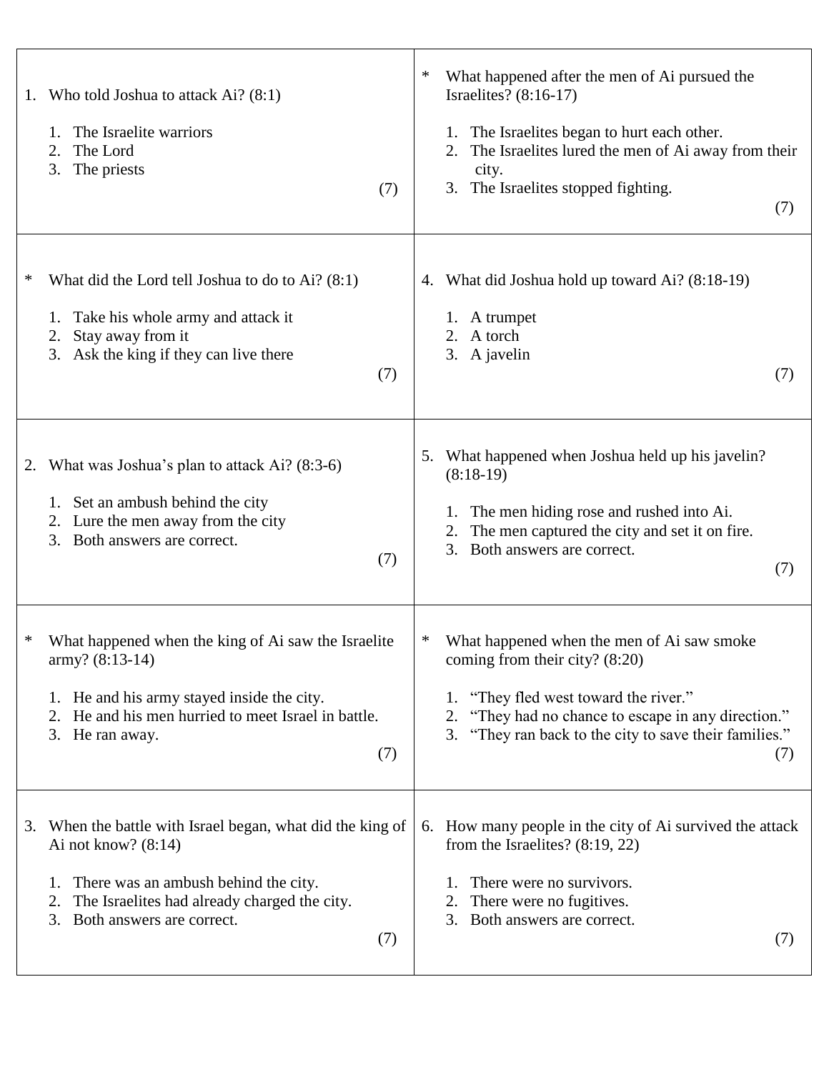1. Who told Joshua to attack Ai? (8:1)

   1. The Israelite warriors
   2. The Lord
   3. The priests

   (7)

* What did the Lord tell Joshua to do to Ai? (8:1)

   1. Take his whole army and attack it
   2. Stay away from it
   3. Ask the king if they can live there

   (7)

2. What was Joshua's plan to attack Ai? (8:3-6)

   1. Set an ambush behind the city
   2. Lure the men away from the city
   3. Both answers are correct.

   (7)

* What happened when the king of Ai saw the Israelite army? (8:13-14)

   1. He and his army stayed inside the city.
   2. He and his men hurried to meet Israel in battle.
   3. He ran away.

   (7)

3. When the battle with Israel began, what did the king of Ai not know? (8:14)

   1. There was an ambush behind the city.
   2. The Israelites had already charged the city.
   3. Both answers are correct.

   (7)

* What happened after the men of Ai pursued the Israelites? (8:16-17)

   1. The Israelites began to hurt each other.
   2. The Israelites lured the men of Ai away from their city.
   3. The Israelites stopped fighting.

   (7)

4. What did Joshua hold up toward Ai? (8:18-19)

   1. A trumpet
   2. A torch
   3. A javelin

   (7)

5. What happened when Joshua held up his javelin? (8:18-19)

   1. The men hiding rose and rushed into Ai.
   2. The men captured the city and set it on fire.
   3. Both answers are correct.

   (7)

* What happened when the men of Ai saw smoke coming from their city? (8:20)

   1. "They fled west toward the river."
   2. "They had no chance to escape in any direction."
   3. "They ran back to the city to save their families."

   (7)

6. How many people in the city of Ai survived the attack from the Israelites? (8:19, 22)

   1. There were no survivors.
   2. There were no fugitives.
   3. Both answers are correct.

   (7)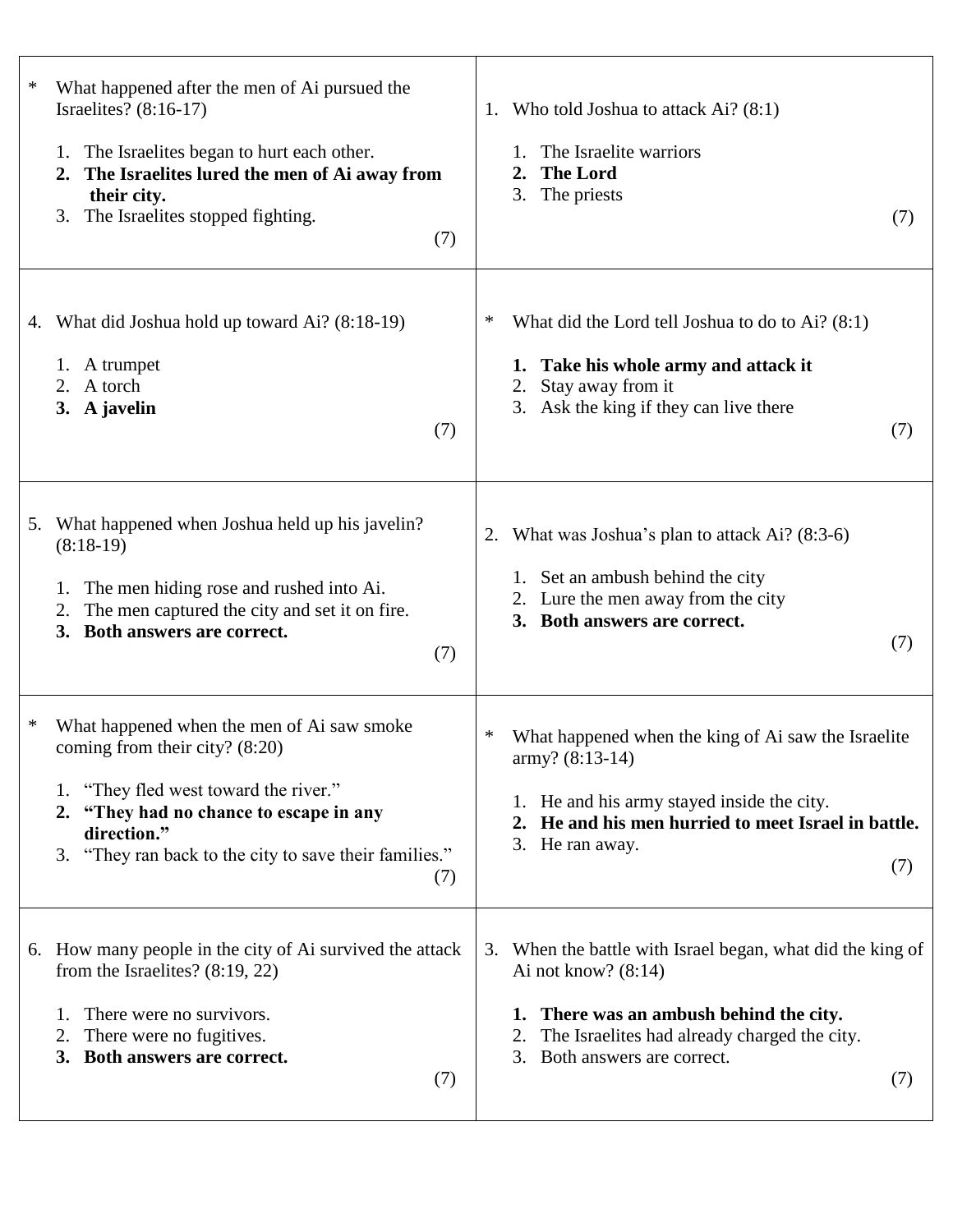* What happened after the men of Ai pursued the Israelites? (8:16-17)

   1. The Israelites began to hurt each other.
   2. **The Israelites lured the men of Ai away from their city.**
   3. The Israelites stopped fighting.

   (7)

1. Who told Joshua to attack Ai? (8:1)

   1. The Israelite warriors
   2. **The Lord**
   3. The priests

   (7)

4. What did Joshua hold up toward Ai? (8:18-19)

   1. A trumpet
   2. A torch
   3. **A javelin**

   (7)

* What did the Lord tell Joshua to do to Ai? (8:1)

   1. **Take his whole army and attack it**
   2. Stay away from it
   3. Ask the king if they can live there

   (7)

5. What happened when Joshua held up his javelin? (8:18-19)

   1. The men hiding rose and rushed into Ai.
   2. The men captured the city and set it on fire.
   3. **Both answers are correct.**

   (7)

2. What was Joshua's plan to attack Ai? (8:3-6)

   1. Set an ambush behind the city
   2. Lure the men away from the city
   3. **Both answers are correct.**

   (7)

* What happened when the men of Ai saw smoke coming from their city? (8:20)

   1. "They fled west toward the river."
   2. **"They had no chance to escape in any direction."**
   3. "They ran back to the city to save their families."

   (7)

* What happened when the king of Ai saw the Israelite army? (8:13-14)

   1. He and his army stayed inside the city.
   2. **He and his men hurried to meet Israel in battle.**
   3. He ran away.

   (7)

6. How many people in the city of Ai survived the attack from the Israelites? (8:19, 22)

   1. There were no survivors.
   2. There were no fugitives.
   3. **Both answers are correct.**

   (7)

3. When the battle with Israel began, what did the king of Ai not know? (8:14)

   1. **There was an ambush behind the city.**
   2. The Israelites had already charged the city.
   3. Both answers are correct.

   (7)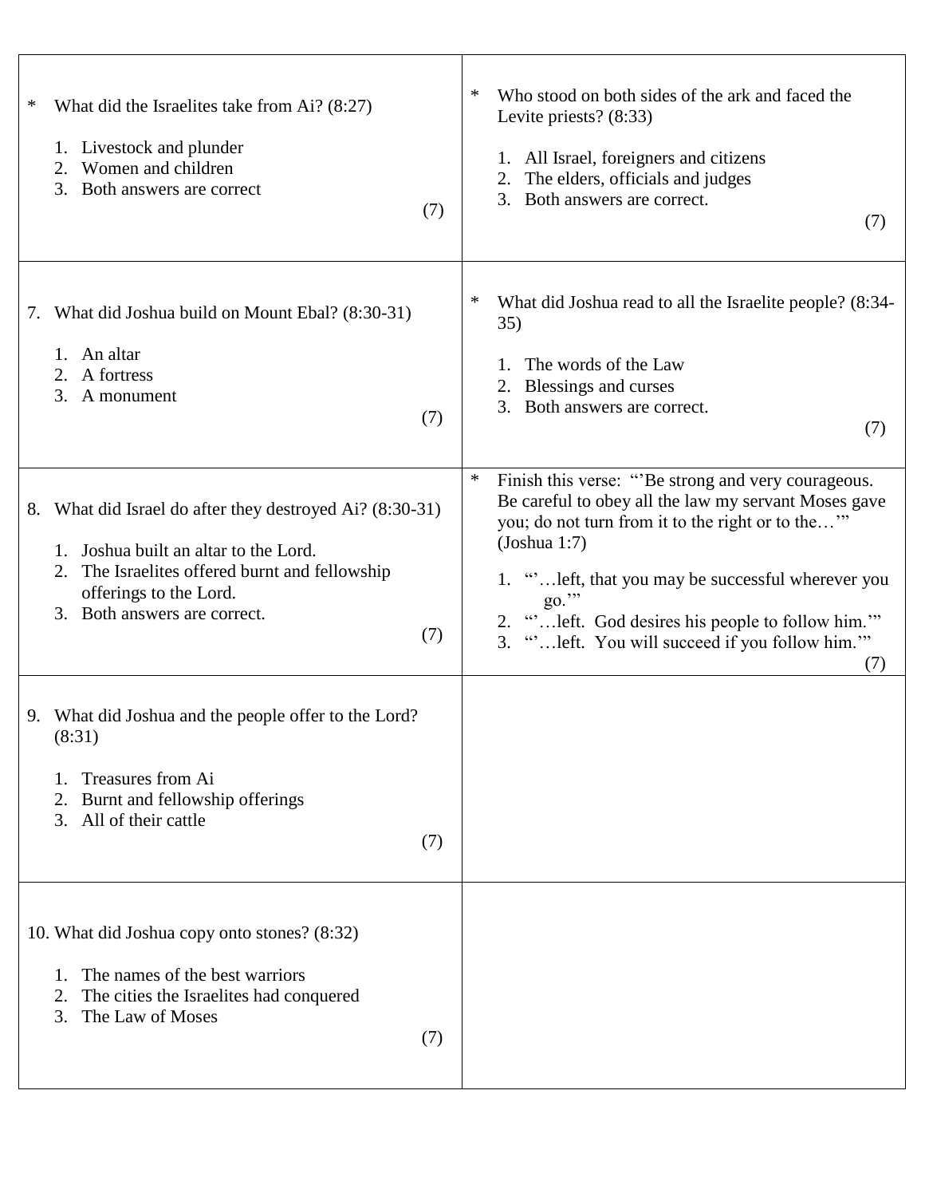\* What did the Israelites take from Ai? (8:27)

1. Livestock and plunder
2. Women and children
3. Both answers are correct

(7)

---

7. What did Joshua build on Mount Ebal? (8:30-31)

1. An altar
2. A fortress
3. A monument

(7)

---

8. What did Israel do after they destroyed Ai? (8:30-31)

1. Joshua built an altar to the Lord.
2. The Israelites offered burnt and fellowship offerings to the Lord.
3. Both answers are correct.

(7)

---

9. What did Joshua and the people offer to the Lord? (8:31)

1. Treasures from Ai
2. Burnt and fellowship offerings
3. All of their cattle

(7)

---

10. What did Joshua copy onto stones? (8:32)

1. The names of the best warriors
2. The cities the Israelites had conquered
3. The Law of Moses

(7)

---

\* Who stood on both sides of the ark and faced the Levite priests? (8:33)

1. All Israel, foreigners and citizens
2. The elders, officials and judges
3. Both answers are correct.

(7)

---

\* What did Joshua read to all the Israelite people? (8:34-35)

1. The words of the Law
2. Blessings and curses
3. Both answers are correct.

(7)

---

\* Finish this verse: "'Be strong and very courageous. Be careful to obey all the law my servant Moses gave you; do not turn from it to the right or to the…'" (Joshua 1:7)

1. "'…left, that you may be successful wherever you go.'"
2. "'…left. God desires his people to follow him.'"
3. "'…left. You will succeed if you follow him.'"

(7)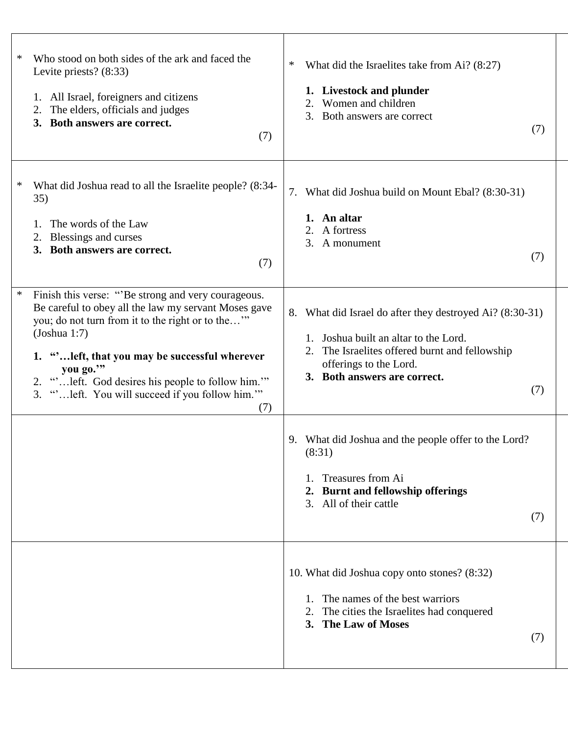| | |
|---|---|
| * Who stood on both sides of the ark and faced the Levite priests? (8:33)<br><br>1. All Israel, foreigners and citizens<br>2. The elders, officials and judges<br>**3. Both answers are correct.**<br>(7) | * What did the Israelites take from Ai? (8:27)<br><br>**1. Livestock and plunder**<br>2. Women and children<br>3. Both answers are correct<br>(7) |
| * What did Joshua read to all the Israelite people? (8:34-35)<br><br>1. The words of the Law<br>2. Blessings and curses<br>**3. Both answers are correct.**<br>(7) | 7. What did Joshua build on Mount Ebal? (8:30-31)<br><br>**1. An altar**<br>2. A fortress<br>3. A monument<br>(7) |
| * Finish this verse: "'Be strong and very courageous. Be careful to obey all the law my servant Moses gave you; do not turn from it to the right or to the…'" (Joshua 1:7)<br><br>**1. "'…left, that you may be successful wherever you go.'"**<br>2. "'…left. God desires his people to follow him.'"<br>3. "'…left. You will succeed if you follow him.'"<br>(7) | 8. What did Israel do after they destroyed Ai? (8:30-31)<br><br>1. Joshua built an altar to the Lord.<br>2. The Israelites offered burnt and fellowship offerings to the Lord.<br>**3. Both answers are correct.**<br>(7) |
| | 9. What did Joshua and the people offer to the Lord? (8:31)<br><br>1. Treasures from Ai<br>**2. Burnt and fellowship offerings**<br>3. All of their cattle<br>(7) |
| | 10. What did Joshua copy onto stones? (8:32)<br><br>1. The names of the best warriors<br>2. The cities the Israelites had conquered<br>**3. The Law of Moses**<br>(7) |